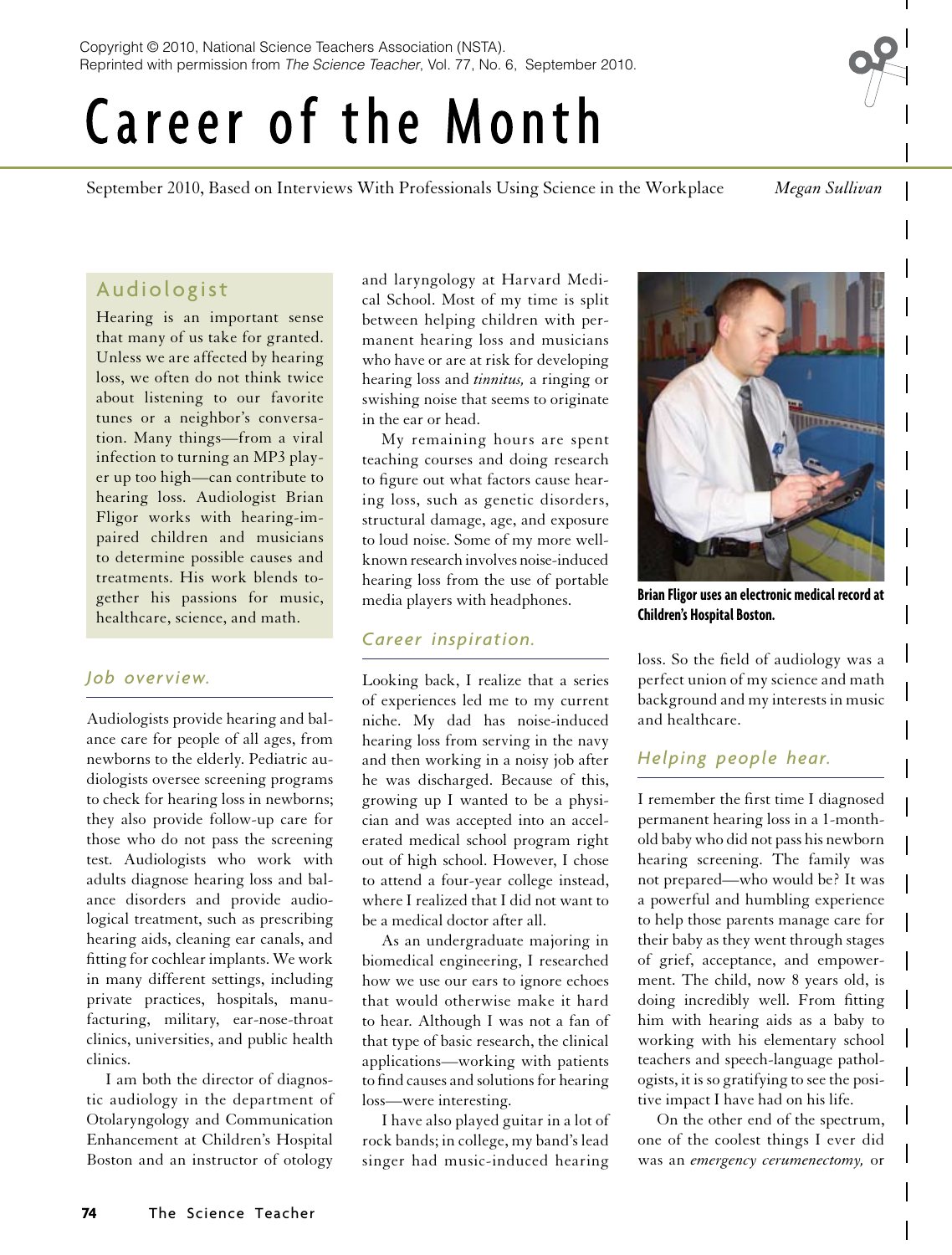Copyright © 2010, National Science Teachers Association (NSTA).
Reprinted with permission from *The Science Teacher*, Vol. 77, No. 6, September 2010.

# Career of the Month

September 2010, Based on Interviews With Professionals Using Science in the Workplace — *Megan Sullivan*

## Audiologist

Hearing is an important sense that many of us take for granted. Unless we are affected by hearing loss, we often do not think twice about listening to our favorite tunes or a neighbor's conversation. Many things—from a viral infection to turning an MP3 player up too high—can contribute to hearing loss. Audiologist Brian Fligor works with hearing-impaired children and musicians to determine possible causes and treatments. His work blends together his passions for music, healthcare, science, and math.

### *Job overview.*

Audiologists provide hearing and balance care for people of all ages, from newborns to the elderly. Pediatric audiologists oversee screening programs to check for hearing loss in newborns; they also provide follow-up care for those who do not pass the screening test. Audiologists who work with adults diagnose hearing loss and balance disorders and provide audiological treatment, such as prescribing hearing aids, cleaning ear canals, and fitting for cochlear implants. We work in many different settings, including private practices, hospitals, manufacturing, military, ear-nose-throat clinics, universities, and public health clinics.

I am both the director of diagnostic audiology in the department of Otolaryngology and Communication Enhancement at Children's Hospital Boston and an instructor of otology and laryngology at Harvard Medical School. Most of my time is split between helping children with permanent hearing loss and musicians who have or are at risk for developing hearing loss and *tinnitus,* a ringing or swishing noise that seems to originate in the ear or head.

My remaining hours are spent teaching courses and doing research to figure out what factors cause hearing loss, such as genetic disorders, structural damage, age, and exposure to loud noise. Some of my more well-known research involves noise-induced hearing loss from the use of portable media players with headphones.

### *Career inspiration.*

Looking back, I realize that a series of experiences led me to my current niche. My dad has noise-induced hearing loss from serving in the navy and then working in a noisy job after he was discharged. Because of this, growing up I wanted to be a physician and was accepted into an accelerated medical school program right out of high school. However, I chose to attend a four-year college instead, where I realized that I did not want to be a medical doctor after all.

As an undergraduate majoring in biomedical engineering, I researched how we use our ears to ignore echoes that would otherwise make it hard to hear. Although I was not a fan of that type of basic research, the clinical applications—working with patients to find causes and solutions for hearing loss—were interesting.

I have also played guitar in a lot of rock bands; in college, my band's lead singer had music-induced hearing loss. So the field of audiology was a perfect union of my science and math background and my interests in music and healthcare.

**Brian Fligor uses an electronic medical record at Children's Hospital Boston.**

### *Helping people hear.*

I remember the first time I diagnosed permanent hearing loss in a 1-month-old baby who did not pass his newborn hearing screening. The family was not prepared—who would be? It was a powerful and humbling experience to help those parents manage care for their baby as they went through stages of grief, acceptance, and empowerment. The child, now 8 years old, is doing incredibly well. From fitting him with hearing aids as a baby to working with his elementary school teachers and speech-language pathologists, it is so gratifying to see the positive impact I have had on his life.

On the other end of the spectrum, one of the coolest things I ever did was an *emergency cerumenectomy,* or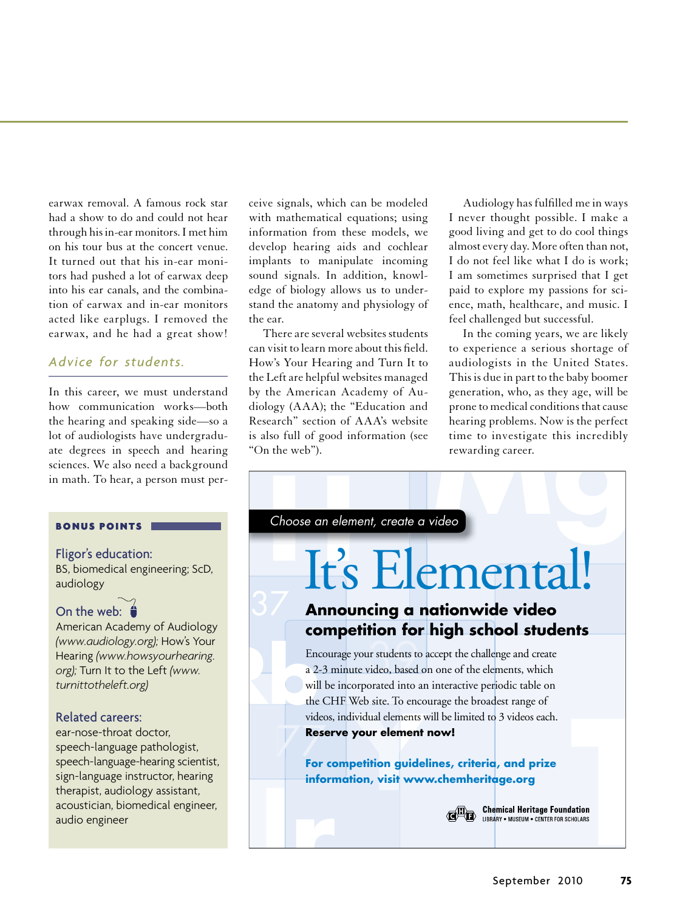earwax removal. A famous rock star had a show to do and could not hear through his in-ear monitors. I met him on his tour bus at the concert venue. It turned out that his in-ear monitors had pushed a lot of earwax deep into his ear canals, and the combination of earwax and in-ear monitors acted like earplugs. I removed the earwax, and he had a great show!

### *Advice for students.*

In this career, we must understand how communication works—both the hearing and speaking side—so a lot of audiologists have undergraduate degrees in speech and hearing sciences. We also need a background in math. To hear, a person must perceive signals, which can be modeled with mathematical equations; using information from these models, we develop hearing aids and cochlear implants to manipulate incoming sound signals. In addition, knowledge of biology allows us to understand the anatomy and physiology of the ear.

There are several websites students can visit to learn more about this field. How's Your Hearing and Turn It to the Left are helpful websites managed by the American Academy of Audiology (AAA); the "Education and Research" section of AAA's website is also full of good information (see "On the web").

Audiology has fulfilled me in ways I never thought possible. I make a good living and get to do cool things almost every day. More often than not, I do not feel like what I do is work; I am sometimes surprised that I get paid to explore my passions for science, math, healthcare, and music. I feel challenged but successful.

In the coming years, we are likely to experience a serious shortage of audiologists in the United States. This is due in part to the baby boomer generation, who, as they age, will be prone to medical conditions that cause hearing problems. Now is the perfect time to investigate this incredibly rewarding career.

**BONUS POINTS**

**Fligor's education:**
BS, biomedical engineering; ScD, audiology

**On the web:**
American Academy of Audiology *(www.audiology.org);* How's Your Hearing *(www.howsyourhearing.org);* Turn It to the Left *(www.turnittotheleft.org)*

**Related careers:**
ear-nose-throat doctor, speech-language pathologist, speech-language-hearing scientist, sign-language instructor, hearing therapist, audiology assistant, acoustician, biomedical engineer, audio engineer

*Choose an element, create a video*

# It's Elemental!

**Announcing a nationwide video competition for high school students**

Encourage your students to accept the challenge and create a 2-3 minute video, based on one of the elements, which will be incorporated into an interactive periodic table on the CHF Web site. To encourage the broadest range of videos, individual elements will be limited to 3 videos each.

**Reserve your element now!**

**For competition guidelines, criteria, and prize information, visit www.chemheritage.org**

Chemical Heritage Foundation
LIBRARY • MUSEUM • CENTER FOR SCHOLARS